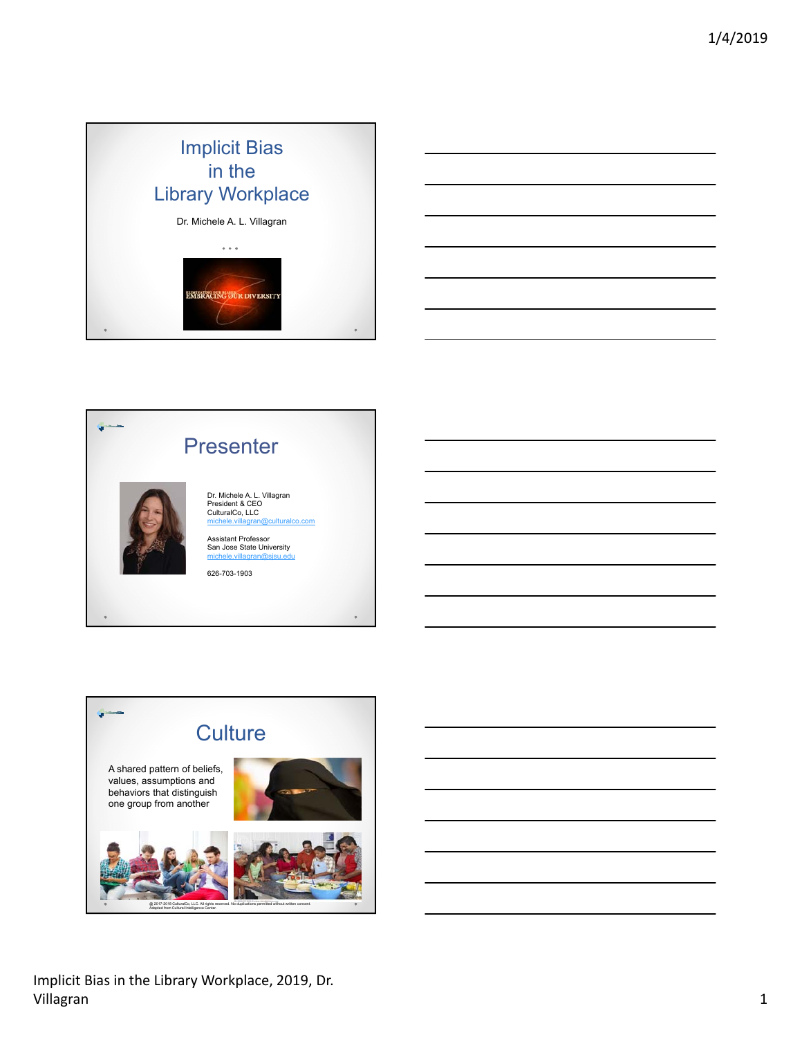# Implicit Bias in the Library Workplace

Dr. Michele A. L. Villagran

EMBRACING OUR DIVERSITY

## Presenter

Dr. Michele A. L. Villagran
President & CEO
CulturalCo, LLC
michele.villagran@culturalco.com

Assistant Professor
San Jose State University
michele.villagran@sjsu.edu

626-703-1903

## Culture

A shared pattern of beliefs, values, assumptions and behaviors that distinguish one group from another

@ 2017-2018 CulturalCo, LLC. All rights reserved. No duplications permitted without written consent.
Adapted from Cultural Intelligence Center.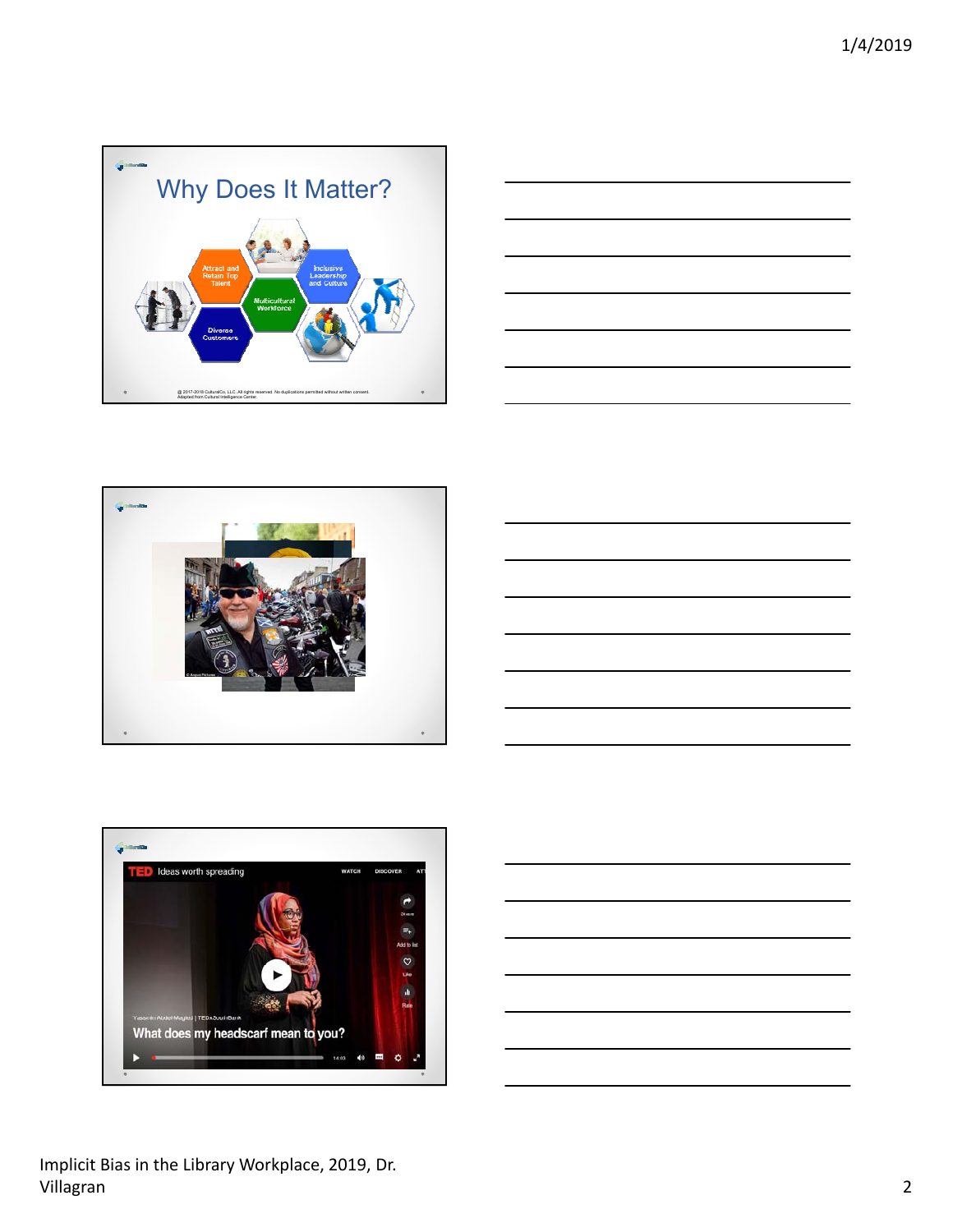## Why Does It Matter?

- Attract and Retain Top Talent
- Inclusive Leadership and Culture
- Multicultural Workforce
- Diverse Customers

@ 2017-2018 CulturalCo, LLC. All rights reserved. No duplications permitted without written consent. Adapted from Cultural Intelligence Center.

© Angus Pictures

TED Ideas worth spreading

What does my headscarf mean to you?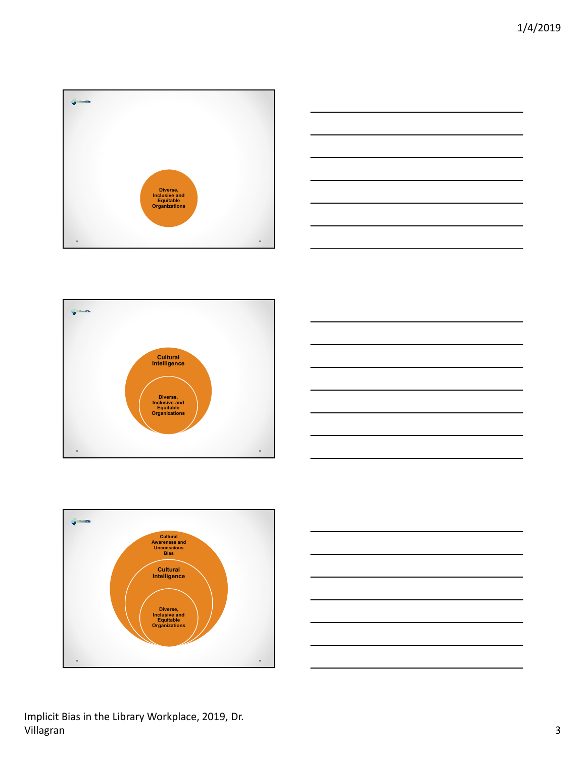Diverse, Inclusive and Equitable Organizations

Cultural Intelligence

Diverse, Inclusive and Equitable Organizations

Cultural Awareness and Unconscious Bias

Cultural Intelligence

Diverse, Inclusive and Equitable Organizations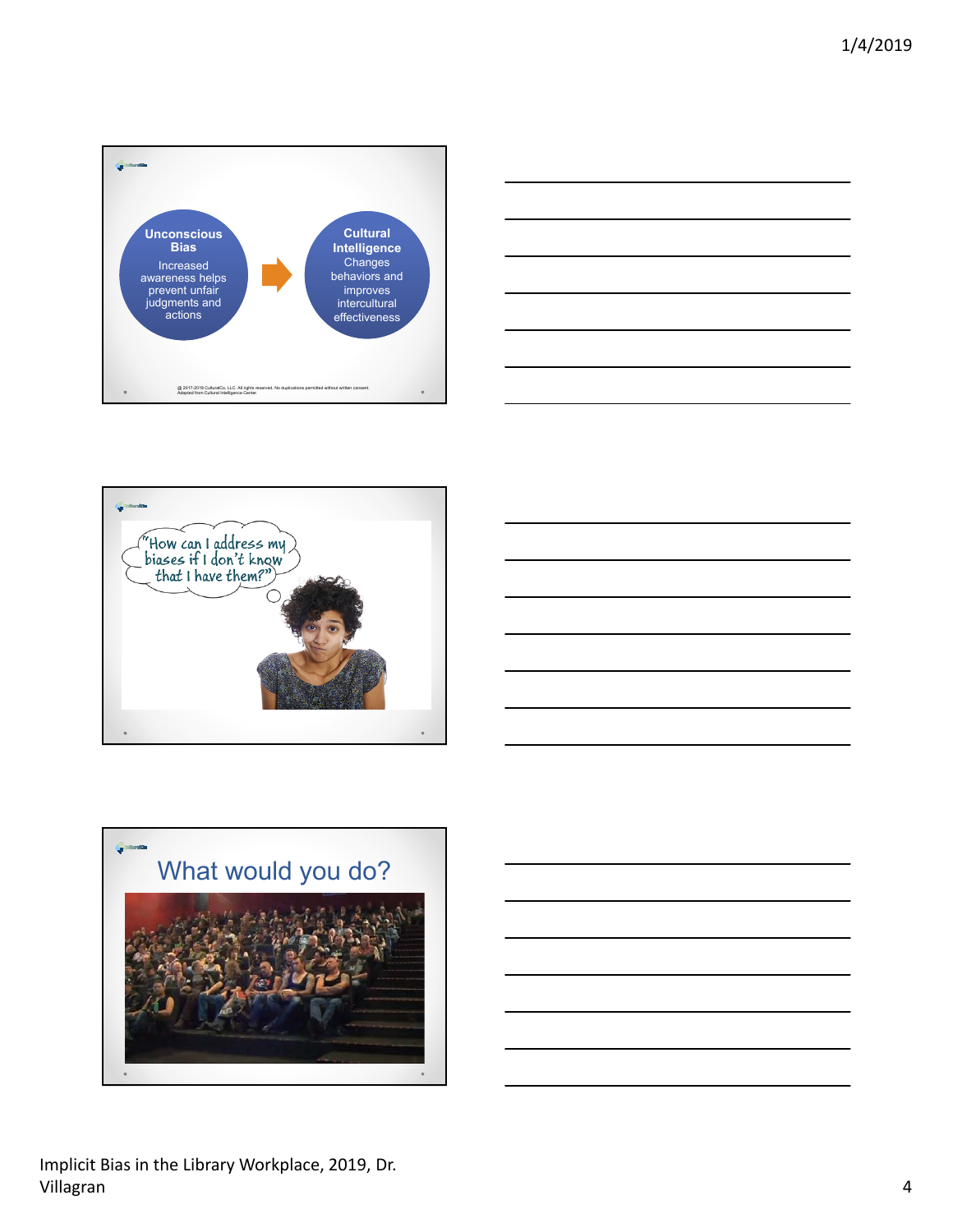**Unconscious Bias**

Increased awareness helps prevent unfair judgments and actions

**Cultural Intelligence**

Changes behaviors and improves intercultural effectiveness

© 2017-2019 CulturalCo, LLC. All rights reserved. No duplications permitted without written consent. Adapted from Cultural Intelligence Center.

"How can I address my biases if I don't know that I have them?"

## What would you do?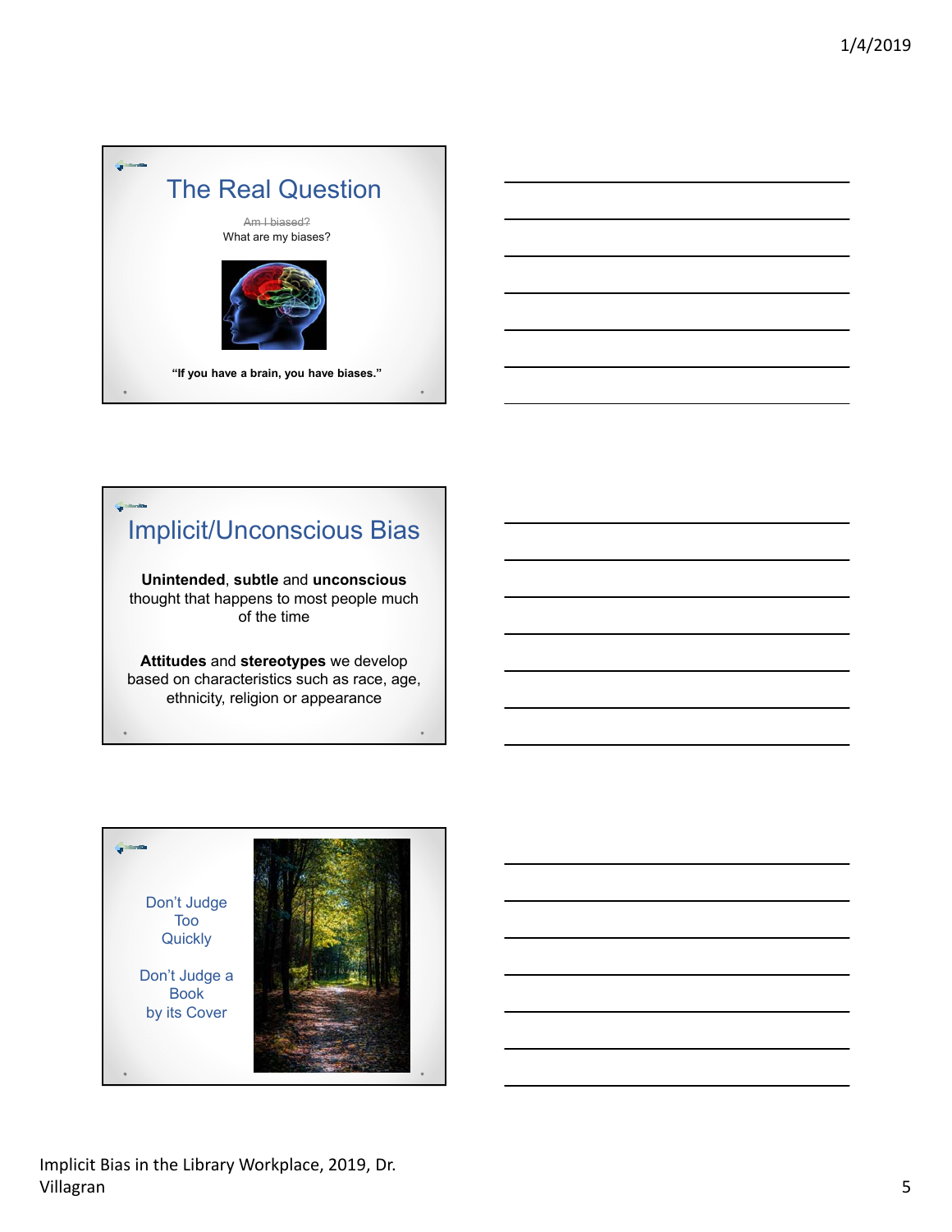## The Real Question

~~Am I biased?~~
What are my biases?

**"If you have a brain, you have biases."**

## Implicit/Unconscious Bias

**Unintended**, **subtle** and **unconscious** thought that happens to most people much of the time

**Attitudes** and **stereotypes** we develop based on characteristics such as race, age, ethnicity, religion or appearance

Don't Judge Too Quickly

Don't Judge a Book by its Cover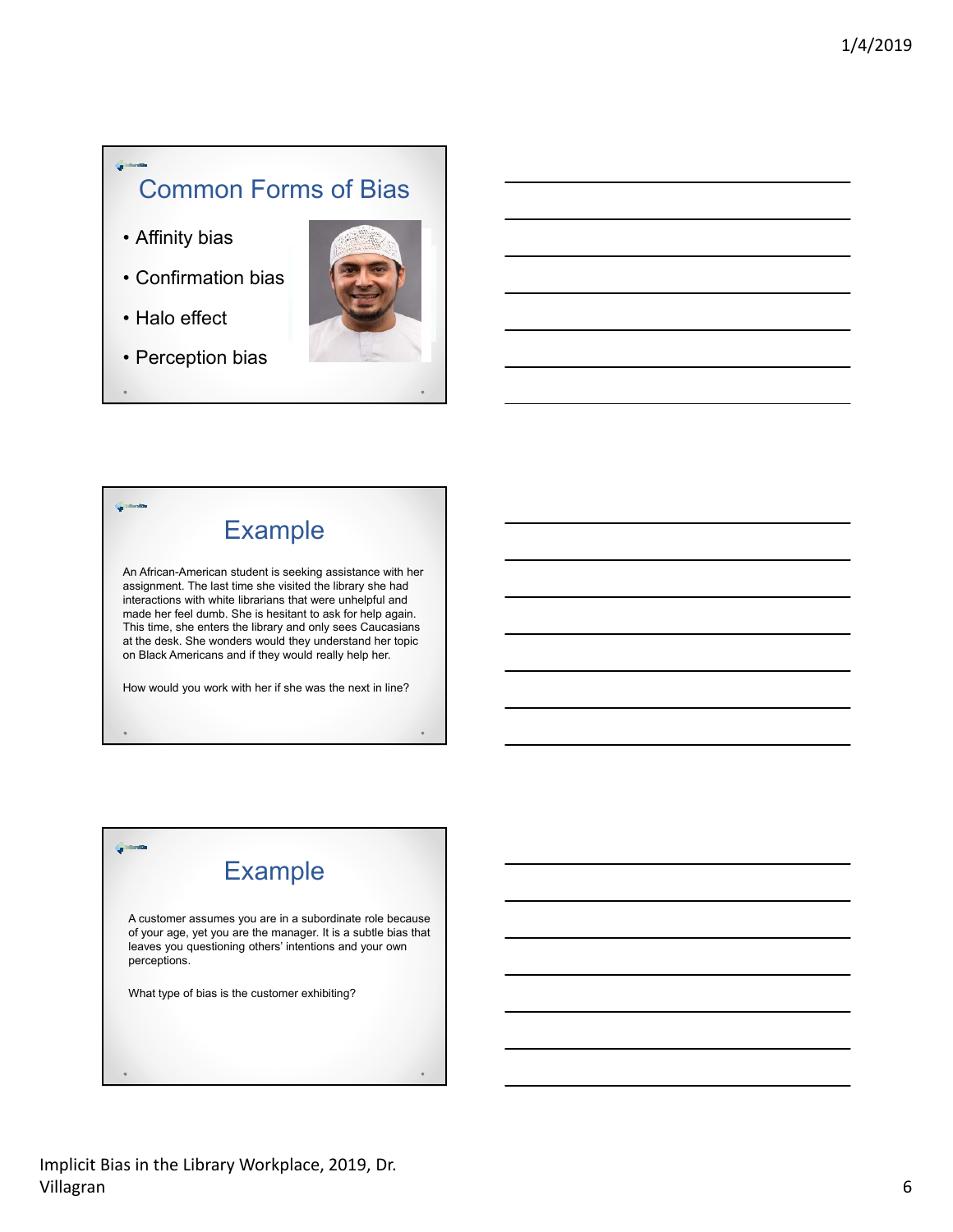## Common Forms of Bias

- Affinity bias
- Confirmation bias
- Halo effect
- Perception bias

## Example

An African-American student is seeking assistance with her assignment. The last time she visited the library she had interactions with white librarians that were unhelpful and made her feel dumb. She is hesitant to ask for help again. This time, she enters the library and only sees Caucasians at the desk. She wonders would they understand her topic on Black Americans and if they would really help her.

How would you work with her if she was the next in line?

## Example

A customer assumes you are in a subordinate role because of your age, yet you are the manager. It is a subtle bias that leaves you questioning others' intentions and your own perceptions.

What type of bias is the customer exhibiting?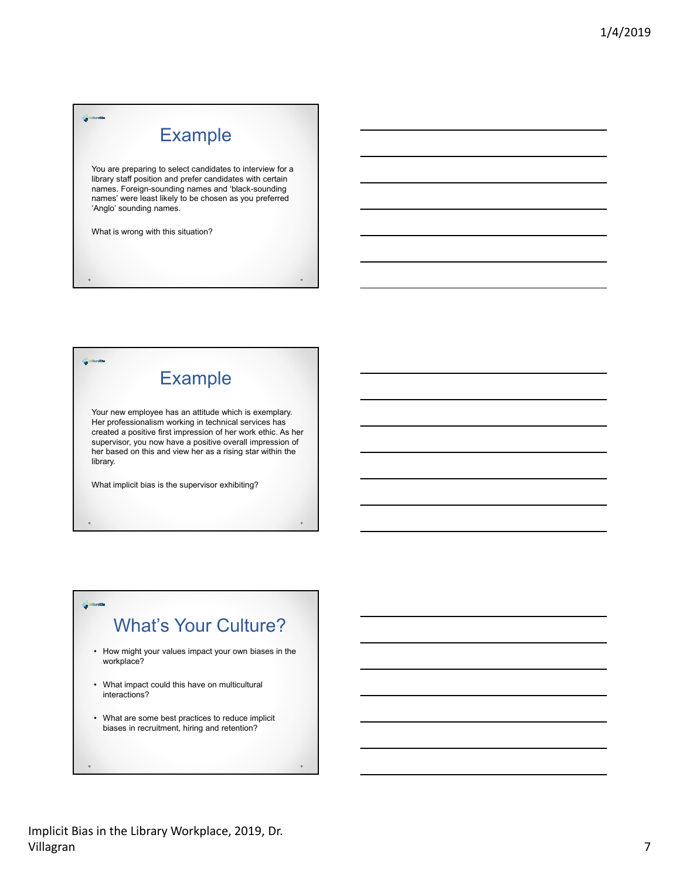## Example

You are preparing to select candidates to interview for a library staff position and prefer candidates with certain names. Foreign-sounding names and 'black-sounding names' were least likely to be chosen as you preferred 'Anglo' sounding names.

What is wrong with this situation?

## Example

Your new employee has an attitude which is exemplary. Her professionalism working in technical services has created a positive first impression of her work ethic. As her supervisor, you now have a positive overall impression of her based on this and view her as a rising star within the library.

What implicit bias is the supervisor exhibiting?

## What's Your Culture?

- How might your values impact your own biases in the workplace?
- What impact could this have on multicultural interactions?
- What are some best practices to reduce implicit biases in recruitment, hiring and retention?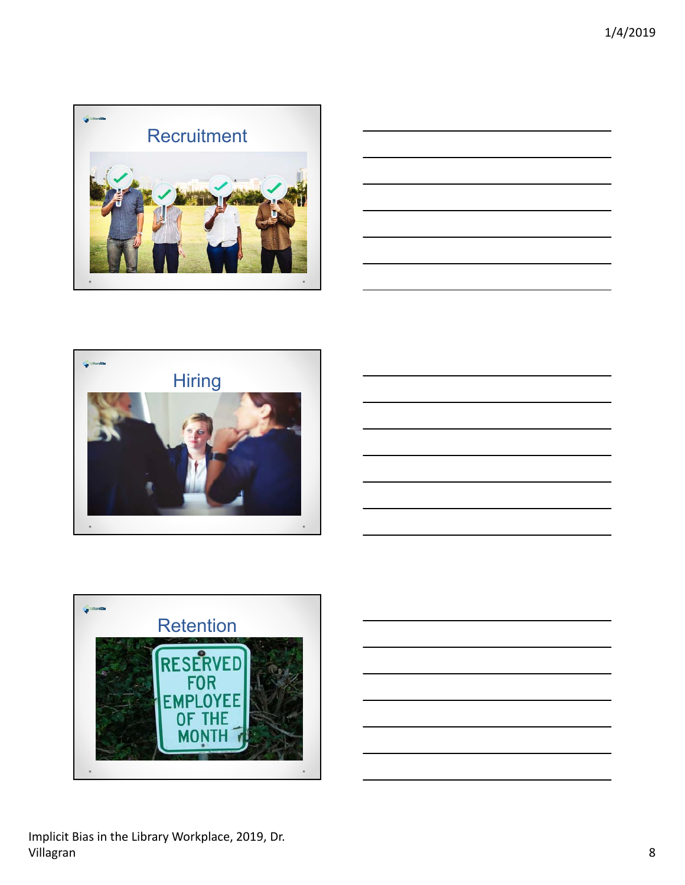## Recruitment

## Hiring

## Retention

RESERVED FOR EMPLOYEE OF THE MONTH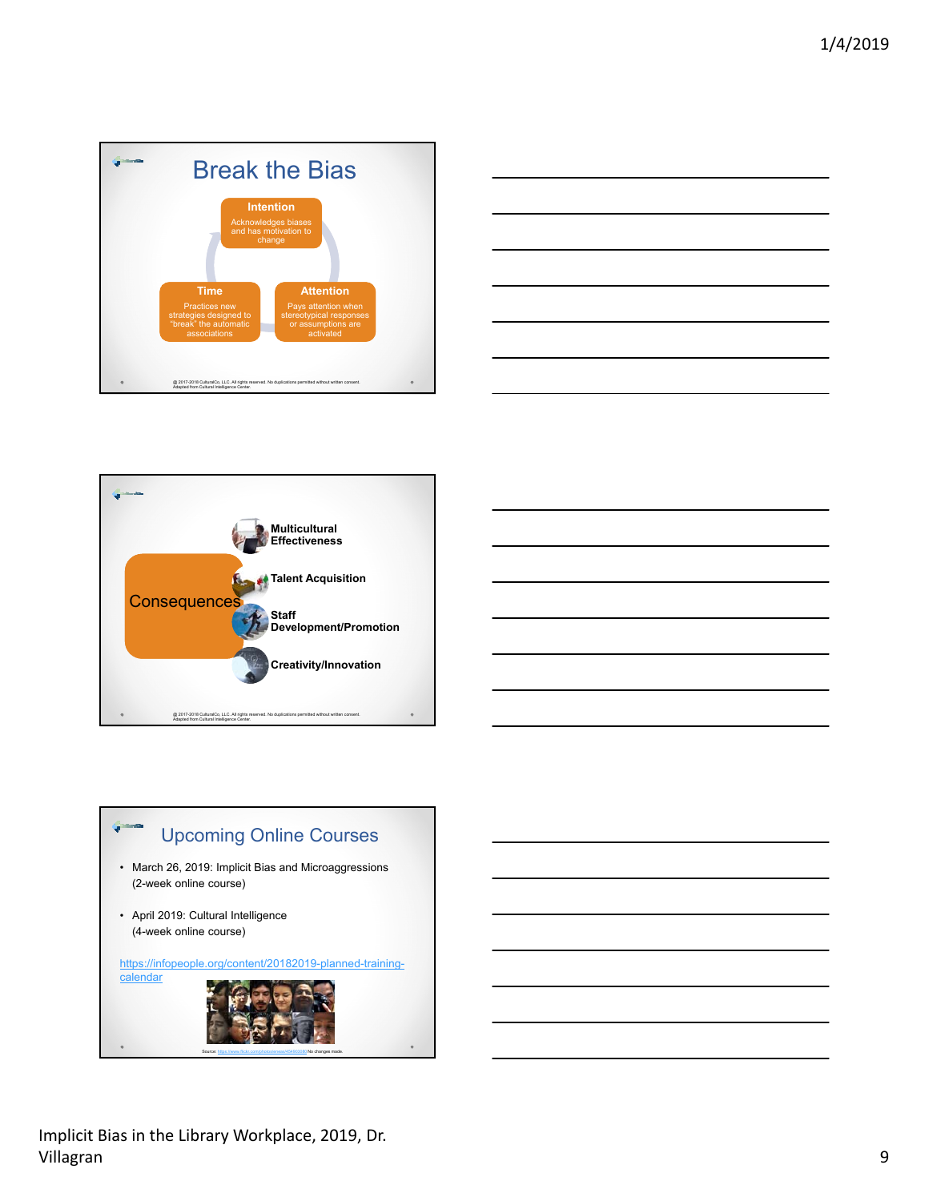## Break the Bias

**Intention**
Acknowledges biases and has motivation to change

**Time**
Practices new strategies designed to "break" the automatic associations

**Attention**
Pays attention when stereotypical responses or assumptions are activated

@ 2017-2018 CulturalCo, LLC. All rights reserved. No duplications permitted without written consent. Adapted from Cultural Intelligence Center.

---

**Consequences**

- **Multicultural Effectiveness**
- **Talent Acquisition**
- **Staff Development/Promotion**
- **Creativity/Innovation**

@ 2017-2018 CulturalCo, LLC. All rights reserved. No duplications permitted without written consent. Adapted from Cultural Intelligence Center.

---

## Upcoming Online Courses

- March 26, 2019: Implicit Bias and Microaggressions (2-week online course)
- April 2019: Cultural Intelligence (4-week online course)

https://infopeople.org/content/20182019-planned-training-calendar

Source: https://www.flickr.com/photos/sensei/45493338 No changes made.

---

Implicit Bias in the Library Workplace, 2019, Dr. Villagran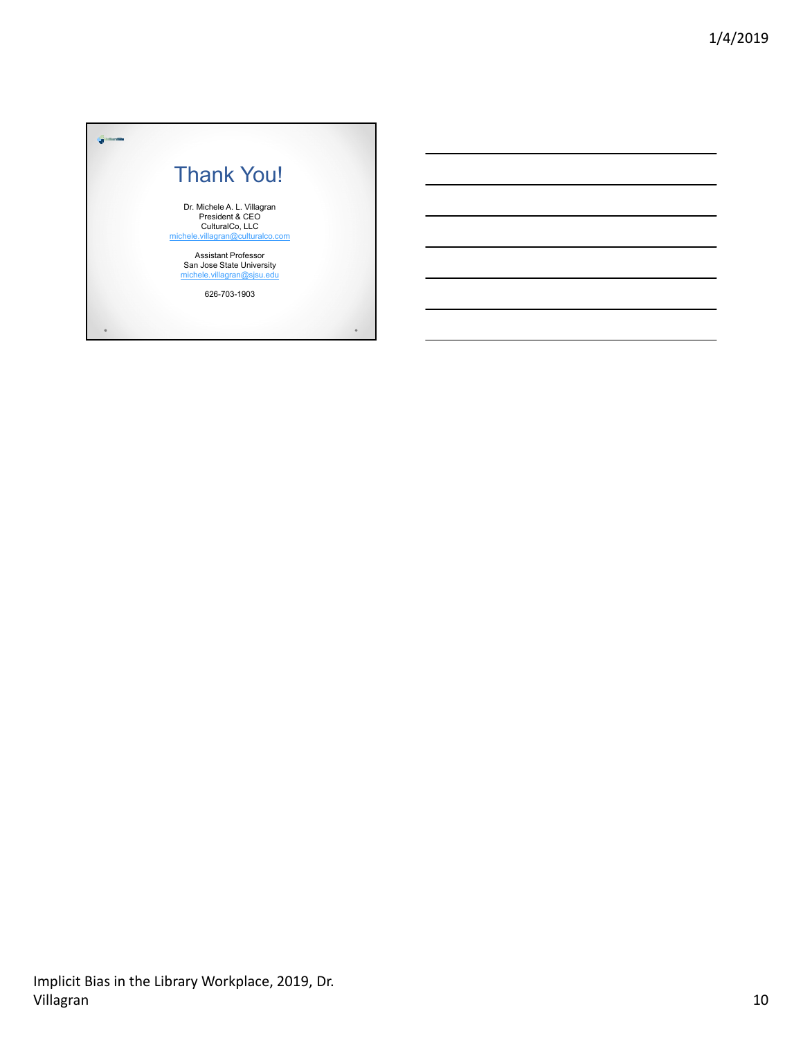# Thank You!

Dr. Michele A. L. Villagran
President & CEO
CulturalCo, LLC
michele.villagran@culturalco.com

Assistant Professor
San Jose State University
michele.villagran@sjsu.edu

626-703-1903